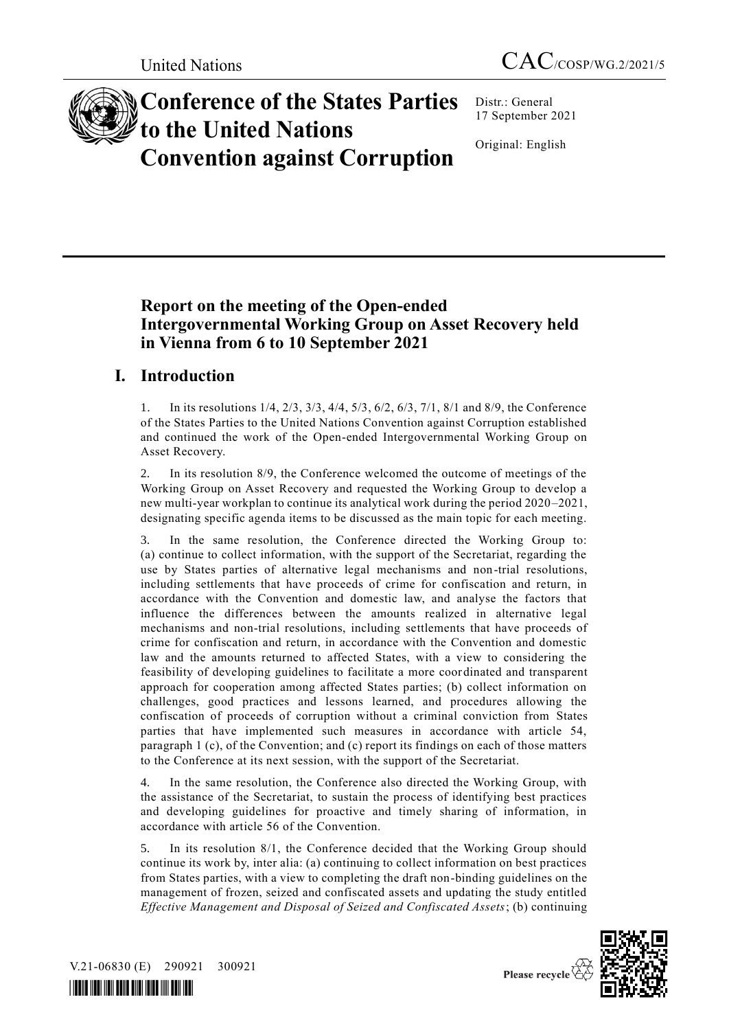United Nations

CAC/COSP/WG.2/2021/5

# Conference of the States Parties to the United Nations Convention against Corruption

Distr.: General
17 September 2021

Original: English

## Report on the meeting of the Open-ended Intergovernmental Working Group on Asset Recovery held in Vienna from 6 to 10 September 2021

## I. Introduction

1. In its resolutions 1/4, 2/3, 3/3, 4/4, 5/3, 6/2, 6/3, 7/1, 8/1 and 8/9, the Conference of the States Parties to the United Nations Convention against Corruption established and continued the work of the Open-ended Intergovernmental Working Group on Asset Recovery.

2. In its resolution 8/9, the Conference welcomed the outcome of meetings of the Working Group on Asset Recovery and requested the Working Group to develop a new multi-year workplan to continue its analytical work during the period 2020–2021, designating specific agenda items to be discussed as the main topic for each meeting.

3. In the same resolution, the Conference directed the Working Group to: (a) continue to collect information, with the support of the Secretariat, regarding the use by States parties of alternative legal mechanisms and non-trial resolutions, including settlements that have proceeds of crime for confiscation and return, in accordance with the Convention and domestic law, and analyse the factors that influence the differences between the amounts realized in alternative legal mechanisms and non-trial resolutions, including settlements that have proceeds of crime for confiscation and return, in accordance with the Convention and domestic law and the amounts returned to affected States, with a view to considering the feasibility of developing guidelines to facilitate a more coordinated and transparent approach for cooperation among affected States parties; (b) collect information on challenges, good practices and lessons learned, and procedures allowing the confiscation of proceeds of corruption without a criminal conviction from States parties that have implemented such measures in accordance with article 54, paragraph 1 (c), of the Convention; and (c) report its findings on each of those matters to the Conference at its next session, with the support of the Secretariat.

4. In the same resolution, the Conference also directed the Working Group, with the assistance of the Secretariat, to sustain the process of identifying best practices and developing guidelines for proactive and timely sharing of information, in accordance with article 56 of the Convention.

5. In its resolution 8/1, the Conference decided that the Working Group should continue its work by, inter alia: (a) continuing to collect information on best practices from States parties, with a view to completing the draft non-binding guidelines on the management of frozen, seized and confiscated assets and updating the study entitled *Effective Management and Disposal of Seized and Confiscated Assets*; (b) continuing

V.21-06830 (E) 290921 300921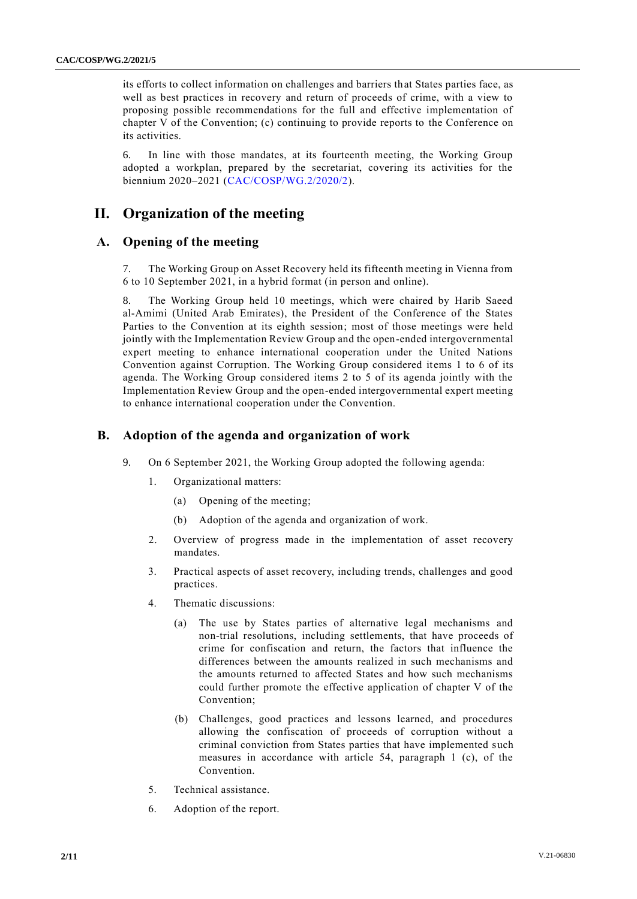its efforts to collect information on challenges and barriers that States parties face, as well as best practices in recovery and return of proceeds of crime, with a view to proposing possible recommendations for the full and effective implementation of chapter V of the Convention; (c) continuing to provide reports to the Conference on its activities.

6. In line with those mandates, at its fourteenth meeting, the Working Group adopted a workplan, prepared by the secretariat, covering its activities for the biennium 2020–2021 (CAC/COSP/WG.2/2020/2).

# II. Organization of the meeting

## A. Opening of the meeting

7. The Working Group on Asset Recovery held its fifteenth meeting in Vienna from 6 to 10 September 2021, in a hybrid format (in person and online).

8. The Working Group held 10 meetings, which were chaired by Harib Saeed al-Amimi (United Arab Emirates), the President of the Conference of the States Parties to the Convention at its eighth session; most of those meetings were held jointly with the Implementation Review Group and the open-ended intergovernmental expert meeting to enhance international cooperation under the United Nations Convention against Corruption. The Working Group considered items 1 to 6 of its agenda. The Working Group considered items 2 to 5 of its agenda jointly with the Implementation Review Group and the open-ended intergovernmental expert meeting to enhance international cooperation under the Convention.

## B. Adoption of the agenda and organization of work

9. On 6 September 2021, the Working Group adopted the following agenda:

1. Organizational matters:

   (a) Opening of the meeting;

   (b) Adoption of the agenda and organization of work.

2. Overview of progress made in the implementation of asset recovery mandates.

3. Practical aspects of asset recovery, including trends, challenges and good practices.

4. Thematic discussions:

   (a) The use by States parties of alternative legal mechanisms and non-trial resolutions, including settlements, that have proceeds of crime for confiscation and return, the factors that influence the differences between the amounts realized in such mechanisms and the amounts returned to affected States and how such mechanisms could further promote the effective application of chapter V of the Convention;

   (b) Challenges, good practices and lessons learned, and procedures allowing the confiscation of proceeds of corruption without a criminal conviction from States parties that have implemented such measures in accordance with article 54, paragraph 1 (c), of the Convention.

5. Technical assistance.

6. Adoption of the report.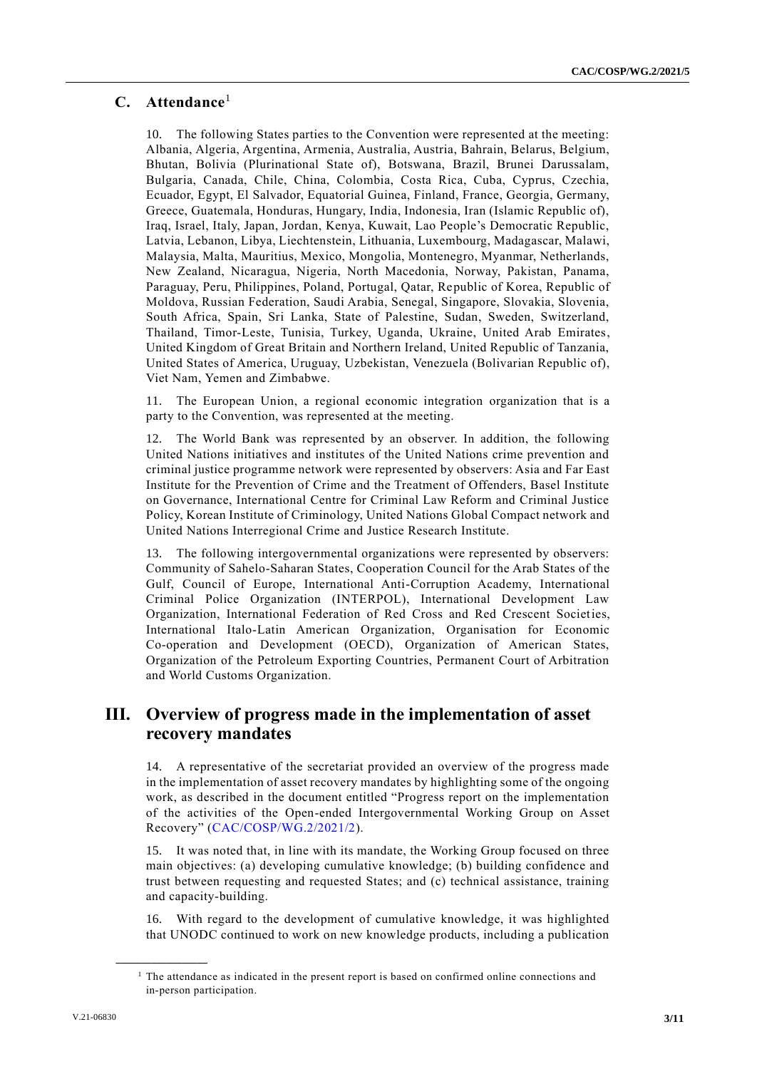## C. Attendance[1]

10. The following States parties to the Convention were represented at the meeting: Albania, Algeria, Argentina, Armenia, Australia, Austria, Bahrain, Belarus, Belgium, Bhutan, Bolivia (Plurinational State of), Botswana, Brazil, Brunei Darussalam, Bulgaria, Canada, Chile, China, Colombia, Costa Rica, Cuba, Cyprus, Czechia, Ecuador, Egypt, El Salvador, Equatorial Guinea, Finland, France, Georgia, Germany, Greece, Guatemala, Honduras, Hungary, India, Indonesia, Iran (Islamic Republic of), Iraq, Israel, Italy, Japan, Jordan, Kenya, Kuwait, Lao People's Democratic Republic, Latvia, Lebanon, Libya, Liechtenstein, Lithuania, Luxembourg, Madagascar, Malawi, Malaysia, Malta, Mauritius, Mexico, Mongolia, Montenegro, Myanmar, Netherlands, New Zealand, Nicaragua, Nigeria, North Macedonia, Norway, Pakistan, Panama, Paraguay, Peru, Philippines, Poland, Portugal, Qatar, Republic of Korea, Republic of Moldova, Russian Federation, Saudi Arabia, Senegal, Singapore, Slovakia, Slovenia, South Africa, Spain, Sri Lanka, State of Palestine, Sudan, Sweden, Switzerland, Thailand, Timor-Leste, Tunisia, Turkey, Uganda, Ukraine, United Arab Emirates, United Kingdom of Great Britain and Northern Ireland, United Republic of Tanzania, United States of America, Uruguay, Uzbekistan, Venezuela (Bolivarian Republic of), Viet Nam, Yemen and Zimbabwe.

11. The European Union, a regional economic integration organization that is a party to the Convention, was represented at the meeting.

12. The World Bank was represented by an observer. In addition, the following United Nations initiatives and institutes of the United Nations crime prevention and criminal justice programme network were represented by observers: Asia and Far East Institute for the Prevention of Crime and the Treatment of Offenders, Basel Institute on Governance, International Centre for Criminal Law Reform and Criminal Justice Policy, Korean Institute of Criminology, United Nations Global Compact network and United Nations Interregional Crime and Justice Research Institute.

13. The following intergovernmental organizations were represented by observers: Community of Sahelo-Saharan States, Cooperation Council for the Arab States of the Gulf, Council of Europe, International Anti-Corruption Academy, International Criminal Police Organization (INTERPOL), International Development Law Organization, International Federation of Red Cross and Red Crescent Societies, International Italo-Latin American Organization, Organisation for Economic Co-operation and Development (OECD), Organization of American States, Organization of the Petroleum Exporting Countries, Permanent Court of Arbitration and World Customs Organization.

# III. Overview of progress made in the implementation of asset recovery mandates

14. A representative of the secretariat provided an overview of the progress made in the implementation of asset recovery mandates by highlighting some of the ongoing work, as described in the document entitled "Progress report on the implementation of the activities of the Open-ended Intergovernmental Working Group on Asset Recovery" (CAC/COSP/WG.2/2021/2).

15. It was noted that, in line with its mandate, the Working Group focused on three main objectives: (a) developing cumulative knowledge; (b) building confidence and trust between requesting and requested States; and (c) technical assistance, training and capacity-building.

16. With regard to the development of cumulative knowledge, it was highlighted that UNODC continued to work on new knowledge products, including a publication

[1] The attendance as indicated in the present report is based on confirmed online connections and in-person participation.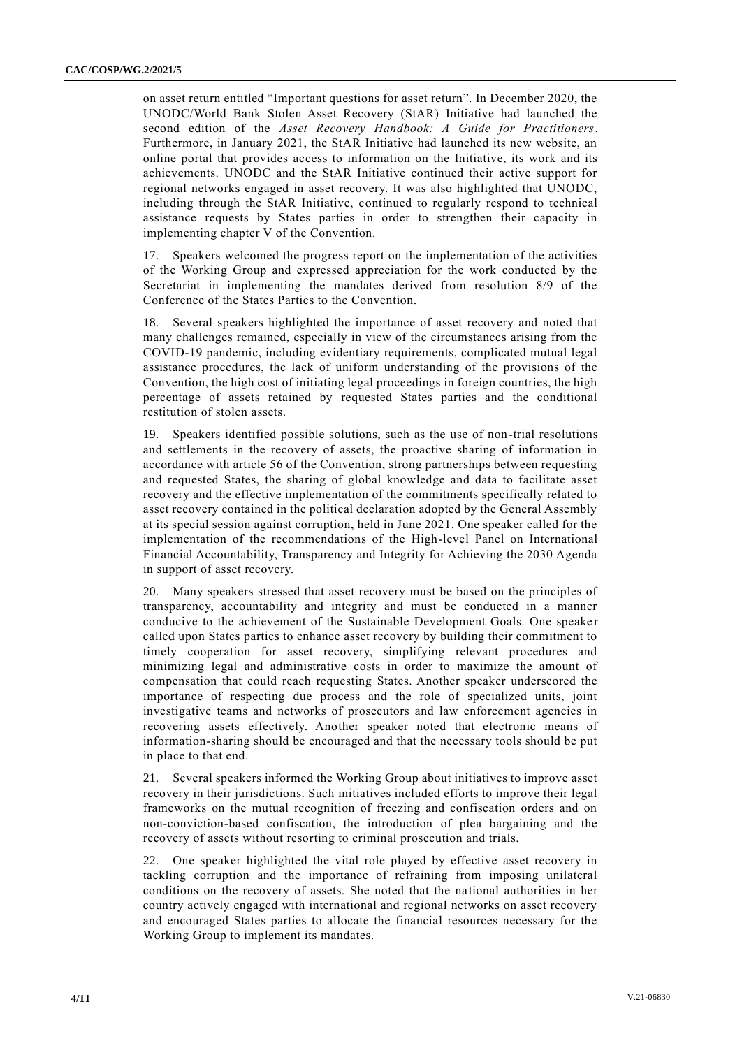on asset return entitled "Important questions for asset return". In December 2020, the UNODC/World Bank Stolen Asset Recovery (StAR) Initiative had launched the second edition of the *Asset Recovery Handbook: A Guide for Practitioners*. Furthermore, in January 2021, the StAR Initiative had launched its new website, an online portal that provides access to information on the Initiative, its work and its achievements. UNODC and the StAR Initiative continued their active support for regional networks engaged in asset recovery. It was also highlighted that UNODC, including through the StAR Initiative, continued to regularly respond to technical assistance requests by States parties in order to strengthen their capacity in implementing chapter V of the Convention.

17. Speakers welcomed the progress report on the implementation of the activities of the Working Group and expressed appreciation for the work conducted by the Secretariat in implementing the mandates derived from resolution 8/9 of the Conference of the States Parties to the Convention.

18. Several speakers highlighted the importance of asset recovery and noted that many challenges remained, especially in view of the circumstances arising from the COVID-19 pandemic, including evidentiary requirements, complicated mutual legal assistance procedures, the lack of uniform understanding of the provisions of the Convention, the high cost of initiating legal proceedings in foreign countries, the high percentage of assets retained by requested States parties and the conditional restitution of stolen assets.

19. Speakers identified possible solutions, such as the use of non-trial resolutions and settlements in the recovery of assets, the proactive sharing of information in accordance with article 56 of the Convention, strong partnerships between requesting and requested States, the sharing of global knowledge and data to facilitate asset recovery and the effective implementation of the commitments specifically related to asset recovery contained in the political declaration adopted by the General Assembly at its special session against corruption, held in June 2021. One speaker called for the implementation of the recommendations of the High-level Panel on International Financial Accountability, Transparency and Integrity for Achieving the 2030 Agenda in support of asset recovery.

20. Many speakers stressed that asset recovery must be based on the principles of transparency, accountability and integrity and must be conducted in a manner conducive to the achievement of the Sustainable Development Goals. One speaker called upon States parties to enhance asset recovery by building their commitment to timely cooperation for asset recovery, simplifying relevant procedures and minimizing legal and administrative costs in order to maximize the amount of compensation that could reach requesting States. Another speaker underscored the importance of respecting due process and the role of specialized units, joint investigative teams and networks of prosecutors and law enforcement agencies in recovering assets effectively. Another speaker noted that electronic means of information-sharing should be encouraged and that the necessary tools should be put in place to that end.

21. Several speakers informed the Working Group about initiatives to improve asset recovery in their jurisdictions. Such initiatives included efforts to improve their legal frameworks on the mutual recognition of freezing and confiscation orders and on non-conviction-based confiscation, the introduction of plea bargaining and the recovery of assets without resorting to criminal prosecution and trials.

22. One speaker highlighted the vital role played by effective asset recovery in tackling corruption and the importance of refraining from imposing unilateral conditions on the recovery of assets. She noted that the national authorities in her country actively engaged with international and regional networks on asset recovery and encouraged States parties to allocate the financial resources necessary for the Working Group to implement its mandates.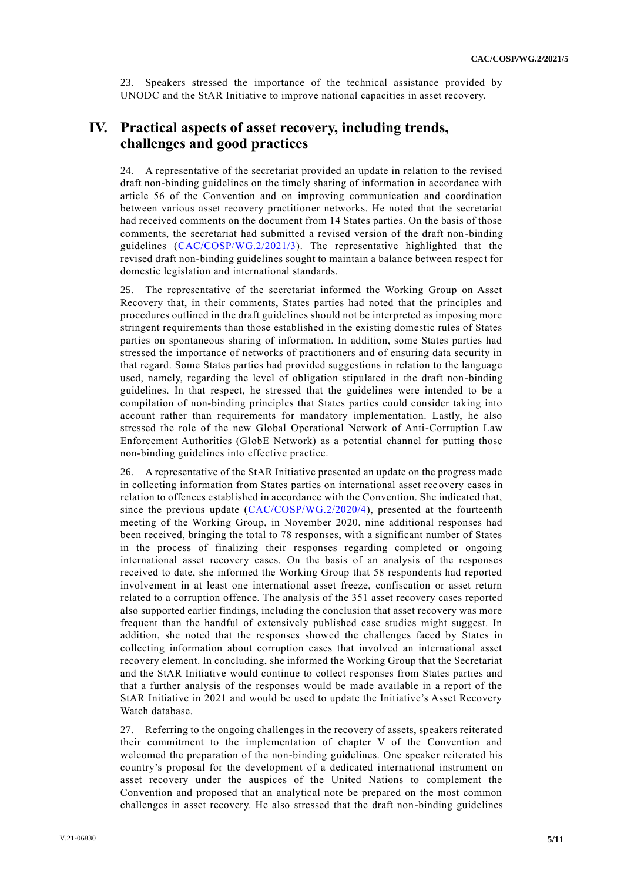23. Speakers stressed the importance of the technical assistance provided by UNODC and the StAR Initiative to improve national capacities in asset recovery.

## IV. Practical aspects of asset recovery, including trends, challenges and good practices

24. A representative of the secretariat provided an update in relation to the revised draft non-binding guidelines on the timely sharing of information in accordance with article 56 of the Convention and on improving communication and coordination between various asset recovery practitioner networks. He noted that the secretariat had received comments on the document from 14 States parties. On the basis of those comments, the secretariat had submitted a revised version of the draft non-binding guidelines (CAC/COSP/WG.2/2021/3). The representative highlighted that the revised draft non-binding guidelines sought to maintain a balance between respect for domestic legislation and international standards.

25. The representative of the secretariat informed the Working Group on Asset Recovery that, in their comments, States parties had noted that the principles and procedures outlined in the draft guidelines should not be interpreted as imposing more stringent requirements than those established in the existing domestic rules of States parties on spontaneous sharing of information. In addition, some States parties had stressed the importance of networks of practitioners and of ensuring data security in that regard. Some States parties had provided suggestions in relation to the language used, namely, regarding the level of obligation stipulated in the draft non-binding guidelines. In that respect, he stressed that the guidelines were intended to be a compilation of non-binding principles that States parties could consider taking into account rather than requirements for mandatory implementation. Lastly, he also stressed the role of the new Global Operational Network of Anti-Corruption Law Enforcement Authorities (GlobE Network) as a potential channel for putting those non-binding guidelines into effective practice.

26. A representative of the StAR Initiative presented an update on the progress made in collecting information from States parties on international asset recovery cases in relation to offences established in accordance with the Convention. She indicated that, since the previous update (CAC/COSP/WG.2/2020/4), presented at the fourteenth meeting of the Working Group, in November 2020, nine additional responses had been received, bringing the total to 78 responses, with a significant number of States in the process of finalizing their responses regarding completed or ongoing international asset recovery cases. On the basis of an analysis of the responses received to date, she informed the Working Group that 58 respondents had reported involvement in at least one international asset freeze, confiscation or asset return related to a corruption offence. The analysis of the 351 asset recovery cases reported also supported earlier findings, including the conclusion that asset recovery was more frequent than the handful of extensively published case studies might suggest. In addition, she noted that the responses showed the challenges faced by States in collecting information about corruption cases that involved an international asset recovery element. In concluding, she informed the Working Group that the Secretariat and the StAR Initiative would continue to collect responses from States parties and that a further analysis of the responses would be made available in a report of the StAR Initiative in 2021 and would be used to update the Initiative's Asset Recovery Watch database.

27. Referring to the ongoing challenges in the recovery of assets, speakers reiterated their commitment to the implementation of chapter V of the Convention and welcomed the preparation of the non-binding guidelines. One speaker reiterated his country's proposal for the development of a dedicated international instrument on asset recovery under the auspices of the United Nations to complement the Convention and proposed that an analytical note be prepared on the most common challenges in asset recovery. He also stressed that the draft non-binding guidelines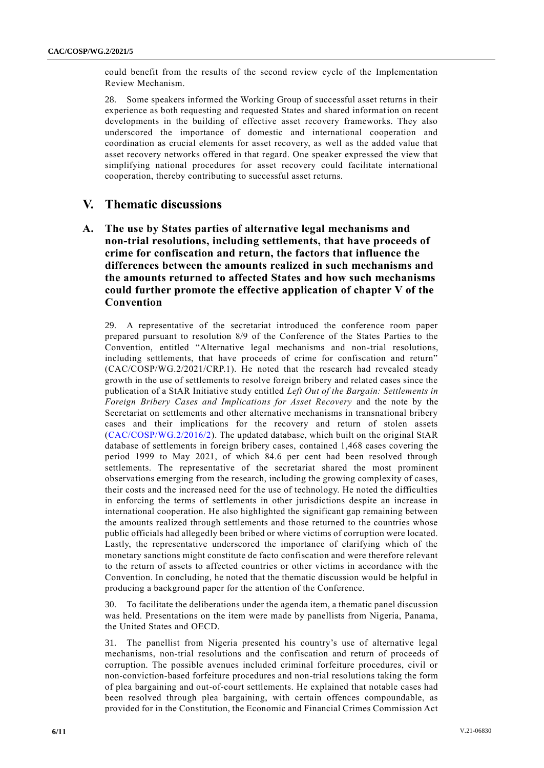could benefit from the results of the second review cycle of the Implementation Review Mechanism.

28. Some speakers informed the Working Group of successful asset returns in their experience as both requesting and requested States and shared information on recent developments in the building of effective asset recovery frameworks. They also underscored the importance of domestic and international cooperation and coordination as crucial elements for asset recovery, as well as the added value that asset recovery networks offered in that regard. One speaker expressed the view that simplifying national procedures for asset recovery could facilitate international cooperation, thereby contributing to successful asset returns.

# V. Thematic discussions

## A. The use by States parties of alternative legal mechanisms and non-trial resolutions, including settlements, that have proceeds of crime for confiscation and return, the factors that influence the differences between the amounts realized in such mechanisms and the amounts returned to affected States and how such mechanisms could further promote the effective application of chapter V of the Convention

29. A representative of the secretariat introduced the conference room paper prepared pursuant to resolution 8/9 of the Conference of the States Parties to the Convention, entitled "Alternative legal mechanisms and non-trial resolutions, including settlements, that have proceeds of crime for confiscation and return" (CAC/COSP/WG.2/2021/CRP.1). He noted that the research had revealed steady growth in the use of settlements to resolve foreign bribery and related cases since the publication of a StAR Initiative study entitled *Left Out of the Bargain: Settlements in Foreign Bribery Cases and Implications for Asset Recovery* and the note by the Secretariat on settlements and other alternative mechanisms in transnational bribery cases and their implications for the recovery and return of stolen assets (CAC/COSP/WG.2/2016/2). The updated database, which built on the original StAR database of settlements in foreign bribery cases, contained 1,468 cases covering the period 1999 to May 2021, of which 84.6 per cent had been resolved through settlements. The representative of the secretariat shared the most prominent observations emerging from the research, including the growing complexity of cases, their costs and the increased need for the use of technology. He noted the difficulties in enforcing the terms of settlements in other jurisdictions despite an increase in international cooperation. He also highlighted the significant gap remaining between the amounts realized through settlements and those returned to the countries whose public officials had allegedly been bribed or where victims of corruption were located. Lastly, the representative underscored the importance of clarifying which of the monetary sanctions might constitute de facto confiscation and were therefore relevant to the return of assets to affected countries or other victims in accordance with the Convention. In concluding, he noted that the thematic discussion would be helpful in producing a background paper for the attention of the Conference.

30. To facilitate the deliberations under the agenda item, a thematic panel discussion was held. Presentations on the item were made by panellists from Nigeria, Panama, the United States and OECD.

31. The panellist from Nigeria presented his country's use of alternative legal mechanisms, non-trial resolutions and the confiscation and return of proceeds of corruption. The possible avenues included criminal forfeiture procedures, civil or non-conviction-based forfeiture procedures and non-trial resolutions taking the form of plea bargaining and out-of-court settlements. He explained that notable cases had been resolved through plea bargaining, with certain offences compoundable, as provided for in the Constitution, the Economic and Financial Crimes Commission Act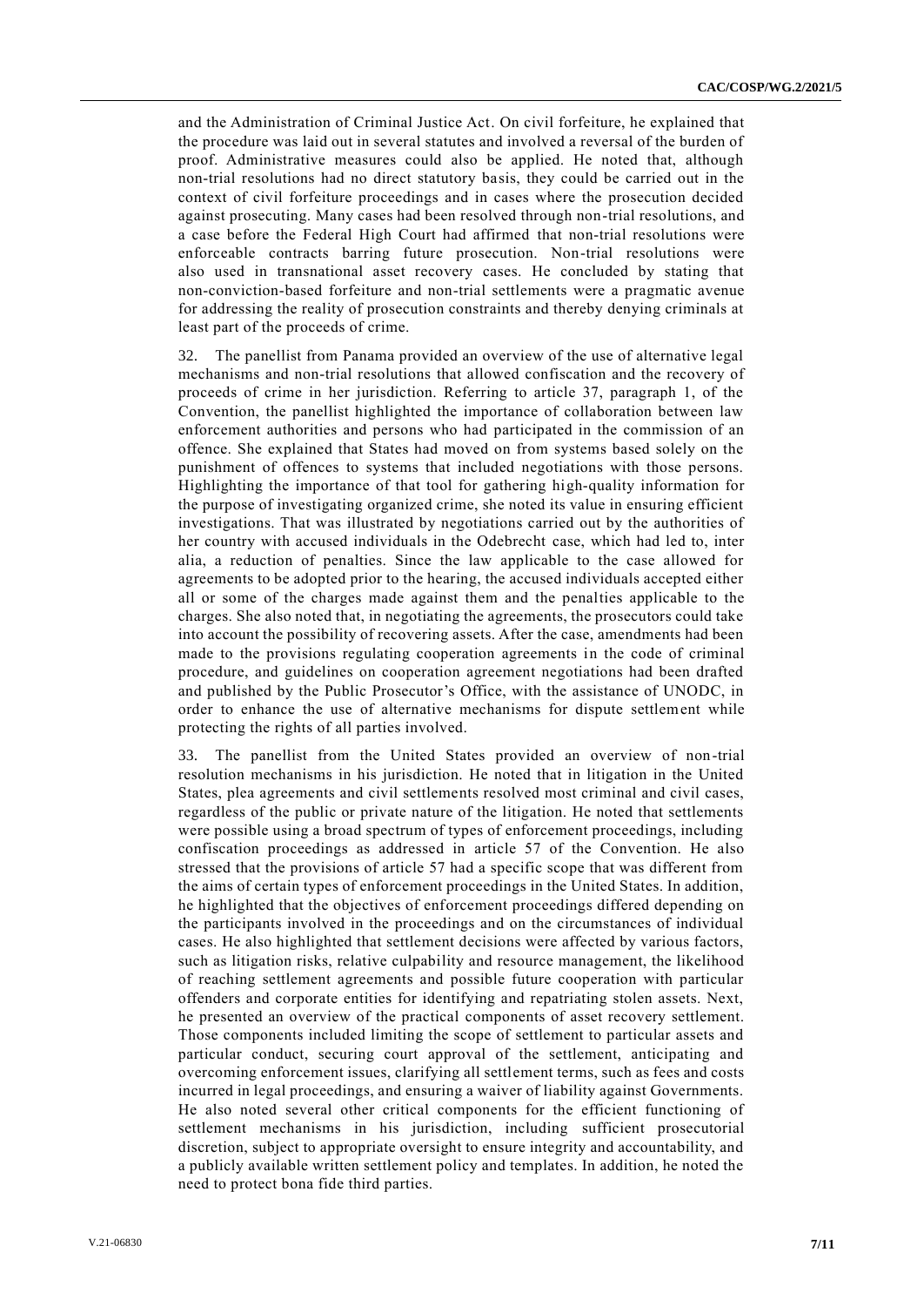and the Administration of Criminal Justice Act. On civil forfeiture, he explained that the procedure was laid out in several statutes and involved a reversal of the burden of proof. Administrative measures could also be applied. He noted that, although non-trial resolutions had no direct statutory basis, they could be carried out in the context of civil forfeiture proceedings and in cases where the prosecution decided against prosecuting. Many cases had been resolved through non-trial resolutions, and a case before the Federal High Court had affirmed that non-trial resolutions were enforceable contracts barring future prosecution. Non-trial resolutions were also used in transnational asset recovery cases. He concluded by stating that non-conviction-based forfeiture and non-trial settlements were a pragmatic avenue for addressing the reality of prosecution constraints and thereby denying criminals at least part of the proceeds of crime.

32. The panellist from Panama provided an overview of the use of alternative legal mechanisms and non-trial resolutions that allowed confiscation and the recovery of proceeds of crime in her jurisdiction. Referring to article 37, paragraph 1, of the Convention, the panellist highlighted the importance of collaboration between law enforcement authorities and persons who had participated in the commission of an offence. She explained that States had moved on from systems based solely on the punishment of offences to systems that included negotiations with those persons. Highlighting the importance of that tool for gathering high-quality information for the purpose of investigating organized crime, she noted its value in ensuring efficient investigations. That was illustrated by negotiations carried out by the authorities of her country with accused individuals in the Odebrecht case, which had led to, inter alia, a reduction of penalties. Since the law applicable to the case allowed for agreements to be adopted prior to the hearing, the accused individuals accepted either all or some of the charges made against them and the penalties applicable to the charges. She also noted that, in negotiating the agreements, the prosecutors could take into account the possibility of recovering assets. After the case, amendments had been made to the provisions regulating cooperation agreements in the code of criminal procedure, and guidelines on cooperation agreement negotiations had been drafted and published by the Public Prosecutor's Office, with the assistance of UNODC, in order to enhance the use of alternative mechanisms for dispute settlement while protecting the rights of all parties involved.

33. The panellist from the United States provided an overview of non-trial resolution mechanisms in his jurisdiction. He noted that in litigation in the United States, plea agreements and civil settlements resolved most criminal and civil cases, regardless of the public or private nature of the litigation. He noted that settlements were possible using a broad spectrum of types of enforcement proceedings, including confiscation proceedings as addressed in article 57 of the Convention. He also stressed that the provisions of article 57 had a specific scope that was different from the aims of certain types of enforcement proceedings in the United States. In addition, he highlighted that the objectives of enforcement proceedings differed depending on the participants involved in the proceedings and on the circumstances of individual cases. He also highlighted that settlement decisions were affected by various factors, such as litigation risks, relative culpability and resource management, the likelihood of reaching settlement agreements and possible future cooperation with particular offenders and corporate entities for identifying and repatriating stolen assets. Next, he presented an overview of the practical components of asset recovery settlement. Those components included limiting the scope of settlement to particular assets and particular conduct, securing court approval of the settlement, anticipating and overcoming enforcement issues, clarifying all settlement terms, such as fees and costs incurred in legal proceedings, and ensuring a waiver of liability against Governments. He also noted several other critical components for the efficient functioning of settlement mechanisms in his jurisdiction, including sufficient prosecutorial discretion, subject to appropriate oversight to ensure integrity and accountability, and a publicly available written settlement policy and templates. In addition, he noted the need to protect bona fide third parties.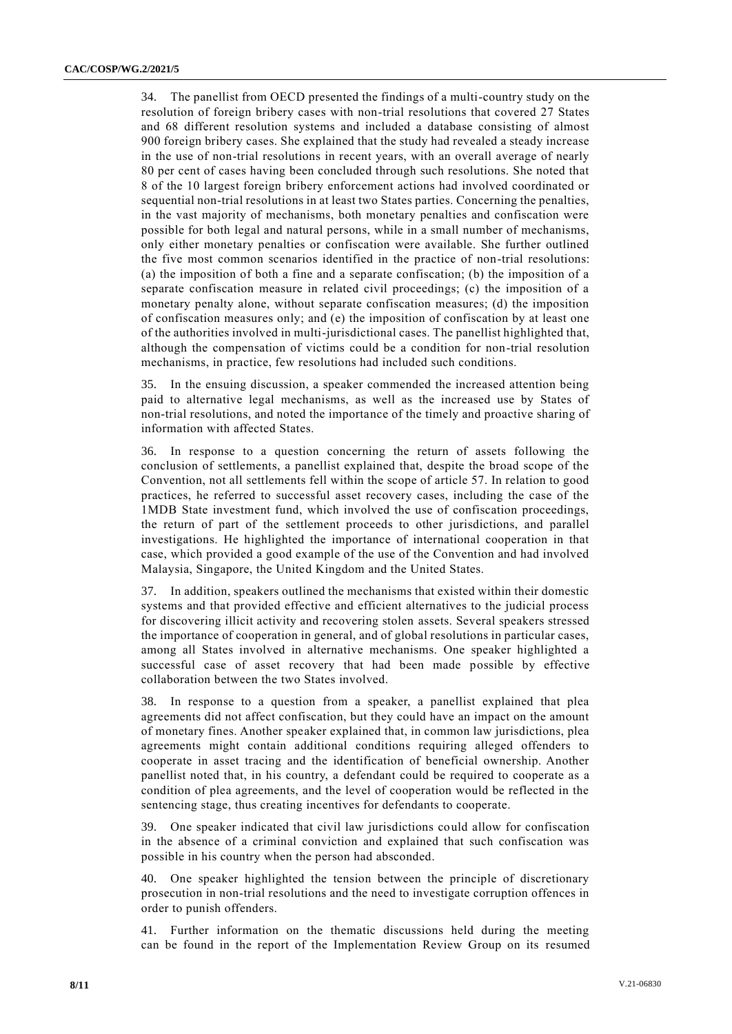34. The panellist from OECD presented the findings of a multi-country study on the resolution of foreign bribery cases with non-trial resolutions that covered 27 States and 68 different resolution systems and included a database consisting of almost 900 foreign bribery cases. She explained that the study had revealed a steady increase in the use of non-trial resolutions in recent years, with an overall average of nearly 80 per cent of cases having been concluded through such resolutions. She noted that 8 of the 10 largest foreign bribery enforcement actions had involved coordinated or sequential non-trial resolutions in at least two States parties. Concerning the penalties, in the vast majority of mechanisms, both monetary penalties and confiscation were possible for both legal and natural persons, while in a small number of mechanisms, only either monetary penalties or confiscation were available. She further outlined the five most common scenarios identified in the practice of non-trial resolutions: (a) the imposition of both a fine and a separate confiscation; (b) the imposition of a separate confiscation measure in related civil proceedings; (c) the imposition of a monetary penalty alone, without separate confiscation measures; (d) the imposition of confiscation measures only; and (e) the imposition of confiscation by at least one of the authorities involved in multi-jurisdictional cases. The panellist highlighted that, although the compensation of victims could be a condition for non-trial resolution mechanisms, in practice, few resolutions had included such conditions.

35. In the ensuing discussion, a speaker commended the increased attention being paid to alternative legal mechanisms, as well as the increased use by States of non-trial resolutions, and noted the importance of the timely and proactive sharing of information with affected States.

36. In response to a question concerning the return of assets following the conclusion of settlements, a panellist explained that, despite the broad scope of the Convention, not all settlements fell within the scope of article 57. In relation to good practices, he referred to successful asset recovery cases, including the case of the 1MDB State investment fund, which involved the use of confiscation proceedings, the return of part of the settlement proceeds to other jurisdictions, and parallel investigations. He highlighted the importance of international cooperation in that case, which provided a good example of the use of the Convention and had involved Malaysia, Singapore, the United Kingdom and the United States.

37. In addition, speakers outlined the mechanisms that existed within their domestic systems and that provided effective and efficient alternatives to the judicial process for discovering illicit activity and recovering stolen assets. Several speakers stressed the importance of cooperation in general, and of global resolutions in particular cases, among all States involved in alternative mechanisms. One speaker highlighted a successful case of asset recovery that had been made possible by effective collaboration between the two States involved.

38. In response to a question from a speaker, a panellist explained that plea agreements did not affect confiscation, but they could have an impact on the amount of monetary fines. Another speaker explained that, in common law jurisdictions, plea agreements might contain additional conditions requiring alleged offenders to cooperate in asset tracing and the identification of beneficial ownership. Another panellist noted that, in his country, a defendant could be required to cooperate as a condition of plea agreements, and the level of cooperation would be reflected in the sentencing stage, thus creating incentives for defendants to cooperate.

39. One speaker indicated that civil law jurisdictions could allow for confiscation in the absence of a criminal conviction and explained that such confiscation was possible in his country when the person had absconded.

40. One speaker highlighted the tension between the principle of discretionary prosecution in non-trial resolutions and the need to investigate corruption offences in order to punish offenders.

41. Further information on the thematic discussions held during the meeting can be found in the report of the Implementation Review Group on its resumed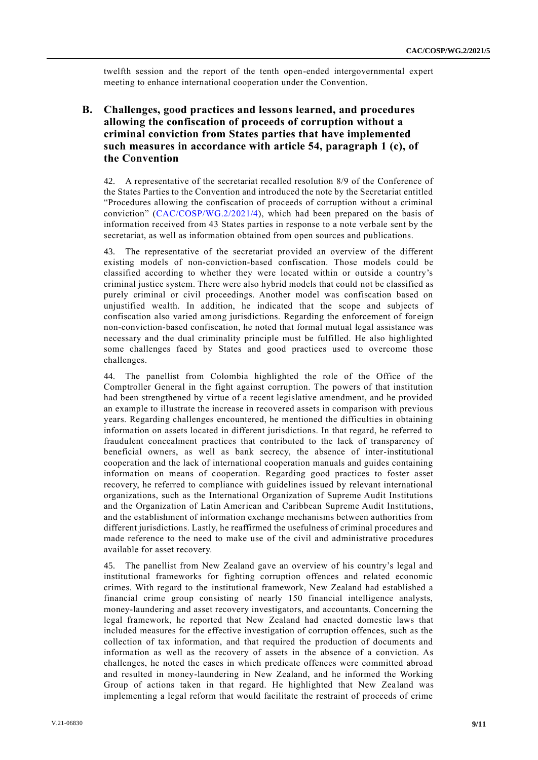twelfth session and the report of the tenth open-ended intergovernmental expert meeting to enhance international cooperation under the Convention.

## B. Challenges, good practices and lessons learned, and procedures allowing the confiscation of proceeds of corruption without a criminal conviction from States parties that have implemented such measures in accordance with article 54, paragraph 1 (c), of the Convention

42. A representative of the secretariat recalled resolution 8/9 of the Conference of the States Parties to the Convention and introduced the note by the Secretariat entitled "Procedures allowing the confiscation of proceeds of corruption without a criminal conviction" (CAC/COSP/WG.2/2021/4), which had been prepared on the basis of information received from 43 States parties in response to a note verbale sent by the secretariat, as well as information obtained from open sources and publications.

43. The representative of the secretariat provided an overview of the different existing models of non-conviction-based confiscation. Those models could be classified according to whether they were located within or outside a country's criminal justice system. There were also hybrid models that could not be classified as purely criminal or civil proceedings. Another model was confiscation based on unjustified wealth. In addition, he indicated that the scope and subjects of confiscation also varied among jurisdictions. Regarding the enforcement of foreign non-conviction-based confiscation, he noted that formal mutual legal assistance was necessary and the dual criminality principle must be fulfilled. He also highlighted some challenges faced by States and good practices used to overcome those challenges.

44. The panellist from Colombia highlighted the role of the Office of the Comptroller General in the fight against corruption. The powers of that institution had been strengthened by virtue of a recent legislative amendment, and he provided an example to illustrate the increase in recovered assets in comparison with previous years. Regarding challenges encountered, he mentioned the difficulties in obtaining information on assets located in different jurisdictions. In that regard, he referred to fraudulent concealment practices that contributed to the lack of transparency of beneficial owners, as well as bank secrecy, the absence of inter-institutional cooperation and the lack of international cooperation manuals and guides containing information on means of cooperation. Regarding good practices to foster asset recovery, he referred to compliance with guidelines issued by relevant international organizations, such as the International Organization of Supreme Audit Institutions and the Organization of Latin American and Caribbean Supreme Audit Institutions, and the establishment of information exchange mechanisms between authorities from different jurisdictions. Lastly, he reaffirmed the usefulness of criminal procedures and made reference to the need to make use of the civil and administrative procedures available for asset recovery.

45. The panellist from New Zealand gave an overview of his country's legal and institutional frameworks for fighting corruption offences and related economic crimes. With regard to the institutional framework, New Zealand had established a financial crime group consisting of nearly 150 financial intelligence analysts, money-laundering and asset recovery investigators, and accountants. Concerning the legal framework, he reported that New Zealand had enacted domestic laws that included measures for the effective investigation of corruption offences, such as the collection of tax information, and that required the production of documents and information as well as the recovery of assets in the absence of a conviction. As challenges, he noted the cases in which predicate offences were committed abroad and resulted in money-laundering in New Zealand, and he informed the Working Group of actions taken in that regard. He highlighted that New Zealand was implementing a legal reform that would facilitate the restraint of proceeds of crime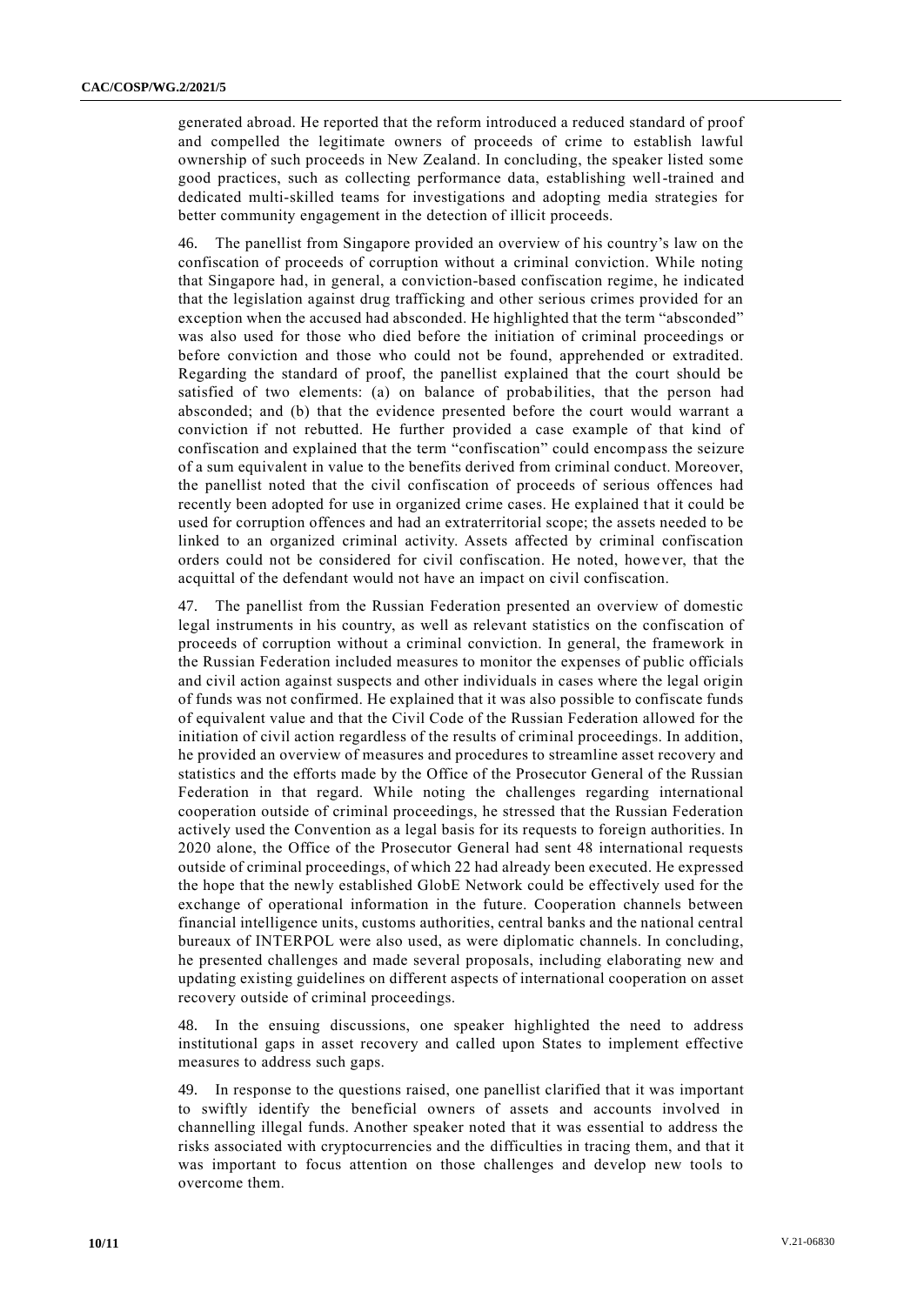generated abroad. He reported that the reform introduced a reduced standard of proof and compelled the legitimate owners of proceeds of crime to establish lawful ownership of such proceeds in New Zealand. In concluding, the speaker listed some good practices, such as collecting performance data, establishing well-trained and dedicated multi-skilled teams for investigations and adopting media strategies for better community engagement in the detection of illicit proceeds.

46. The panellist from Singapore provided an overview of his country's law on the confiscation of proceeds of corruption without a criminal conviction. While noting that Singapore had, in general, a conviction-based confiscation regime, he indicated that the legislation against drug trafficking and other serious crimes provided for an exception when the accused had absconded. He highlighted that the term "absconded" was also used for those who died before the initiation of criminal proceedings or before conviction and those who could not be found, apprehended or extradited. Regarding the standard of proof, the panellist explained that the court should be satisfied of two elements: (a) on balance of probabilities, that the person had absconded; and (b) that the evidence presented before the court would warrant a conviction if not rebutted. He further provided a case example of that kind of confiscation and explained that the term "confiscation" could encompass the seizure of a sum equivalent in value to the benefits derived from criminal conduct. Moreover, the panellist noted that the civil confiscation of proceeds of serious offences had recently been adopted for use in organized crime cases. He explained that it could be used for corruption offences and had an extraterritorial scope; the assets needed to be linked to an organized criminal activity. Assets affected by criminal confiscation orders could not be considered for civil confiscation. He noted, however, that the acquittal of the defendant would not have an impact on civil confiscation.

47. The panellist from the Russian Federation presented an overview of domestic legal instruments in his country, as well as relevant statistics on the confiscation of proceeds of corruption without a criminal conviction. In general, the framework in the Russian Federation included measures to monitor the expenses of public officials and civil action against suspects and other individuals in cases where the legal origin of funds was not confirmed. He explained that it was also possible to confiscate funds of equivalent value and that the Civil Code of the Russian Federation allowed for the initiation of civil action regardless of the results of criminal proceedings. In addition, he provided an overview of measures and procedures to streamline asset recovery and statistics and the efforts made by the Office of the Prosecutor General of the Russian Federation in that regard. While noting the challenges regarding international cooperation outside of criminal proceedings, he stressed that the Russian Federation actively used the Convention as a legal basis for its requests to foreign authorities. In 2020 alone, the Office of the Prosecutor General had sent 48 international requests outside of criminal proceedings, of which 22 had already been executed. He expressed the hope that the newly established GlobE Network could be effectively used for the exchange of operational information in the future. Cooperation channels between financial intelligence units, customs authorities, central banks and the national central bureaux of INTERPOL were also used, as were diplomatic channels. In concluding, he presented challenges and made several proposals, including elaborating new and updating existing guidelines on different aspects of international cooperation on asset recovery outside of criminal proceedings.

48. In the ensuing discussions, one speaker highlighted the need to address institutional gaps in asset recovery and called upon States to implement effective measures to address such gaps.

49. In response to the questions raised, one panellist clarified that it was important to swiftly identify the beneficial owners of assets and accounts involved in channelling illegal funds. Another speaker noted that it was essential to address the risks associated with cryptocurrencies and the difficulties in tracing them, and that it was important to focus attention on those challenges and develop new tools to overcome them.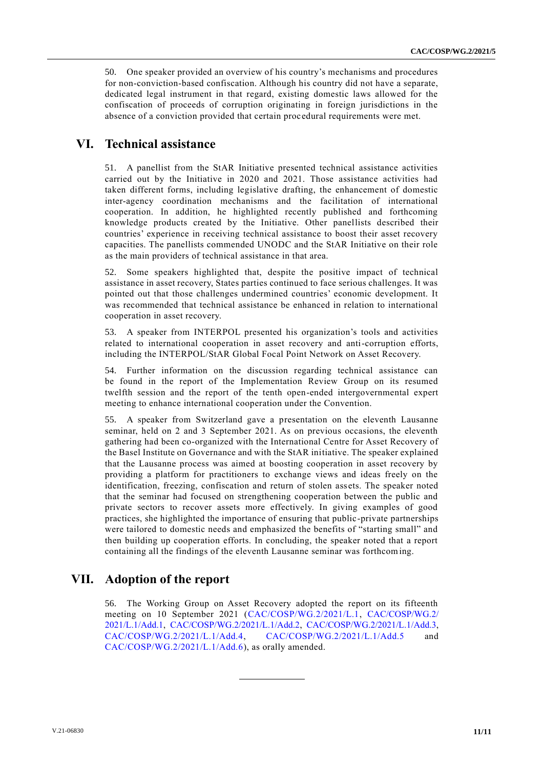50. One speaker provided an overview of his country's mechanisms and procedures for non-conviction-based confiscation. Although his country did not have a separate, dedicated legal instrument in that regard, existing domestic laws allowed for the confiscation of proceeds of corruption originating in foreign jurisdictions in the absence of a conviction provided that certain procedural requirements were met.

## VI. Technical assistance

51. A panellist from the StAR Initiative presented technical assistance activities carried out by the Initiative in 2020 and 2021. Those assistance activities had taken different forms, including legislative drafting, the enhancement of domestic inter-agency coordination mechanisms and the facilitation of international cooperation. In addition, he highlighted recently published and forthcoming knowledge products created by the Initiative. Other panellists described their countries' experience in receiving technical assistance to boost their asset recovery capacities. The panellists commended UNODC and the StAR Initiative on their role as the main providers of technical assistance in that area.

52. Some speakers highlighted that, despite the positive impact of technical assistance in asset recovery, States parties continued to face serious challenges. It was pointed out that those challenges undermined countries' economic development. It was recommended that technical assistance be enhanced in relation to international cooperation in asset recovery.

53. A speaker from INTERPOL presented his organization's tools and activities related to international cooperation in asset recovery and anti-corruption efforts, including the INTERPOL/StAR Global Focal Point Network on Asset Recovery.

54. Further information on the discussion regarding technical assistance can be found in the report of the Implementation Review Group on its resumed twelfth session and the report of the tenth open-ended intergovernmental expert meeting to enhance international cooperation under the Convention.

55. A speaker from Switzerland gave a presentation on the eleventh Lausanne seminar, held on 2 and 3 September 2021. As on previous occasions, the eleventh gathering had been co-organized with the International Centre for Asset Recovery of the Basel Institute on Governance and with the StAR initiative. The speaker explained that the Lausanne process was aimed at boosting cooperation in asset recovery by providing a platform for practitioners to exchange views and ideas freely on the identification, freezing, confiscation and return of stolen assets. The speaker noted that the seminar had focused on strengthening cooperation between the public and private sectors to recover assets more effectively. In giving examples of good practices, she highlighted the importance of ensuring that public-private partnerships were tailored to domestic needs and emphasized the benefits of "starting small" and then building up cooperation efforts. In concluding, the speaker noted that a report containing all the findings of the eleventh Lausanne seminar was forthcoming.

## VII. Adoption of the report

56. The Working Group on Asset Recovery adopted the report on its fifteenth meeting on 10 September 2021 (CAC/COSP/WG.2/2021/L.1, CAC/COSP/WG.2/2021/L.1/Add.1, CAC/COSP/WG.2/2021/L.1/Add.2, CAC/COSP/WG.2/2021/L.1/Add.3, CAC/COSP/WG.2/2021/L.1/Add.4, CAC/COSP/WG.2/2021/L.1/Add.5 and CAC/COSP/WG.2/2021/L.1/Add.6), as orally amended.